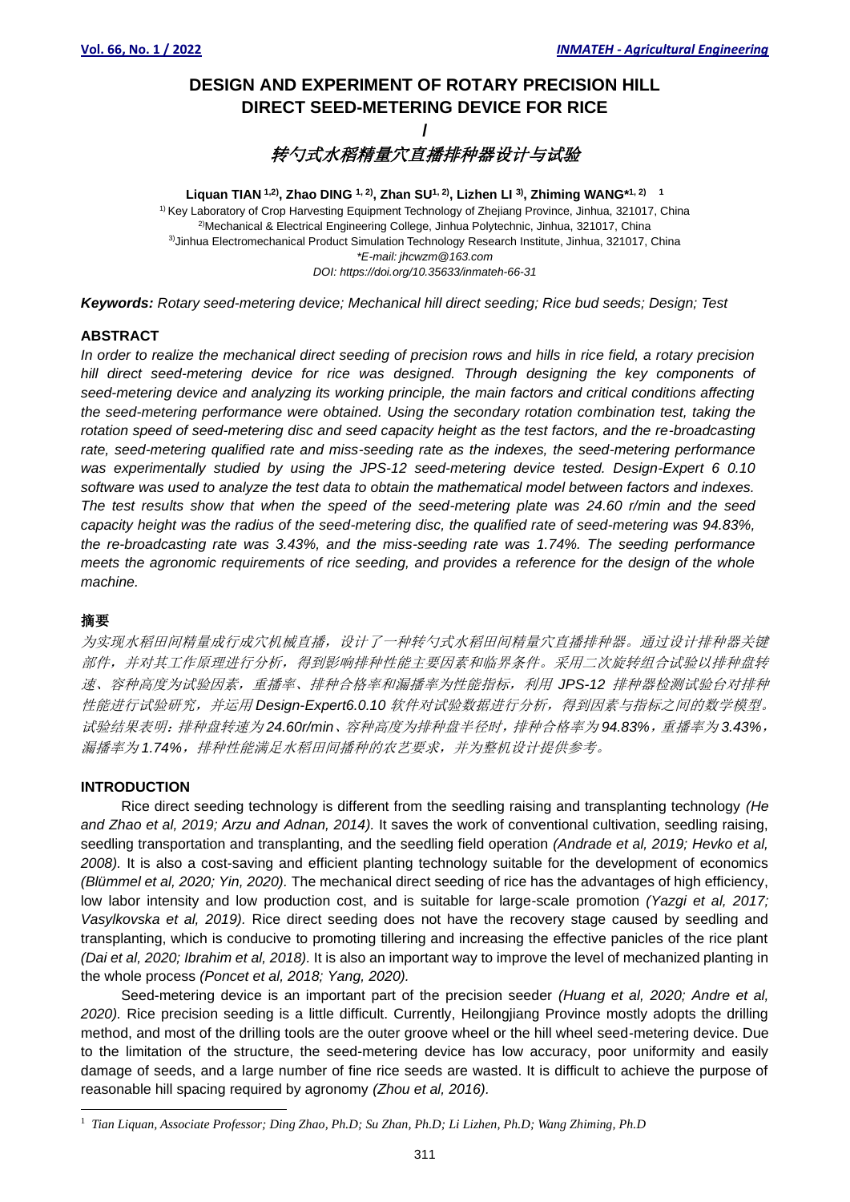# DESIGN AND EXPERIMENT OF ROTARY PRECISION HILL DIRECT SEED-METERING DEVICE FOR RICE

/

# 转勺式水稻精量穴直播排种器设计与试验

**Liquan TIAN [1,2], Zhao DING [1,2], Zhan SU[1,2], Lizhen LI [3], Zhiming WANG*[1,2] [1]**

[1] Key Laboratory of Crop Harvesting Equipment Technology of Zhejiang Province, Jinhua, 321017, China
[2] Mechanical & Electrical Engineering College, Jinhua Polytechnic, Jinhua, 321017, China
[3] Jinhua Electromechanical Product Simulation Technology Research Institute, Jinhua, 321017, China
*E-mail: jhcwzm@163.com
*DOI: https://doi.org/10.35633/inmateh-66-31*

***Keywords:*** *Rotary seed-metering device; Mechanical hill direct seeding; Rice bud seeds; Design; Test*

## ABSTRACT

*In order to realize the mechanical direct seeding of precision rows and hills in rice field, a rotary precision hill direct seed-metering device for rice was designed. Through designing the key components of seed-metering device and analyzing its working principle, the main factors and critical conditions affecting the seed-metering performance were obtained. Using the secondary rotation combination test, taking the rotation speed of seed-metering disc and seed capacity height as the test factors, and the re-broadcasting rate, seed-metering qualified rate and miss-seeding rate as the indexes, the seed-metering performance was experimentally studied by using the JPS-12 seed-metering device tested. Design-Expert 6 0.10 software was used to analyze the test data to obtain the mathematical model between factors and indexes. The test results show that when the speed of the seed-metering plate was 24.60 r/min and the seed capacity height was the radius of the seed-metering disc, the qualified rate of seed-metering was 94.83%, the re-broadcasting rate was 3.43%, and the miss-seeding rate was 1.74%. The seeding performance meets the agronomic requirements of rice seeding, and provides a reference for the design of the whole machine.*

## 摘要

*为实现水稻田间精量成行成穴机械直播，设计了一种转勺式水稻田间精量穴直播排种器。通过设计排种器关键部件，并对其工作原理进行分析，得到影响排种性能主要因素和临界条件。采用二次旋转组合试验以排种盘转速、容种高度为试验因素，重播率、排种合格率和漏播率为性能指标，利用 JPS-12 排种器检测试验台对排种性能进行试验研究，并运用 Design-Expert6.0.10 软件对试验数据进行分析，得到因素与指标之间的数学模型。试验结果表明：排种盘转速为 24.60r/min、容种高度为排种盘半径时，排种合格率为 94.83%，重播率为 3.43%，漏播率为 1.74%，排种性能满足水稻田间播种的农艺要求，并为整机设计提供参考。*

## INTRODUCTION

Rice direct seeding technology is different from the seedling raising and transplanting technology *(He and Zhao et al, 2019; Arzu and Adnan, 2014).* It saves the work of conventional cultivation, seedling raising, seedling transportation and transplanting, and the seedling field operation *(Andrade et al, 2019; Hevko et al, 2008).* It is also a cost-saving and efficient planting technology suitable for the development of economics *(Blümmel et al, 2020; Yin, 2020).* The mechanical direct seeding of rice has the advantages of high efficiency, low labor intensity and low production cost, and is suitable for large-scale promotion *(Yazgi et al, 2017; Vasylkovska et al, 2019).* Rice direct seeding does not have the recovery stage caused by seedling and transplanting, which is conducive to promoting tillering and increasing the effective panicles of the rice plant *(Dai et al, 2020; Ibrahim et al, 2018).* It is also an important way to improve the level of mechanized planting in the whole process *(Poncet et al, 2018; Yang, 2020).*

Seed-metering device is an important part of the precision seeder *(Huang et al, 2020; Andre et al, 2020).* Rice precision seeding is a little difficult. Currently, Heilongjiang Province mostly adopts the drilling method, and most of the drilling tools are the outer groove wheel or the hill wheel seed-metering device. Due to the limitation of the structure, the seed-metering device has low accuracy, poor uniformity and easily damage of seeds, and a large number of fine rice seeds are wasted. It is difficult to achieve the purpose of reasonable hill spacing required by agronomy *(Zhou et al, 2016).*

---

[1] *Tian Liquan, Associate Professor; Ding Zhao, Ph.D; Su Zhan, Ph.D; Li Lizhen, Ph.D; Wang Zhiming, Ph.D*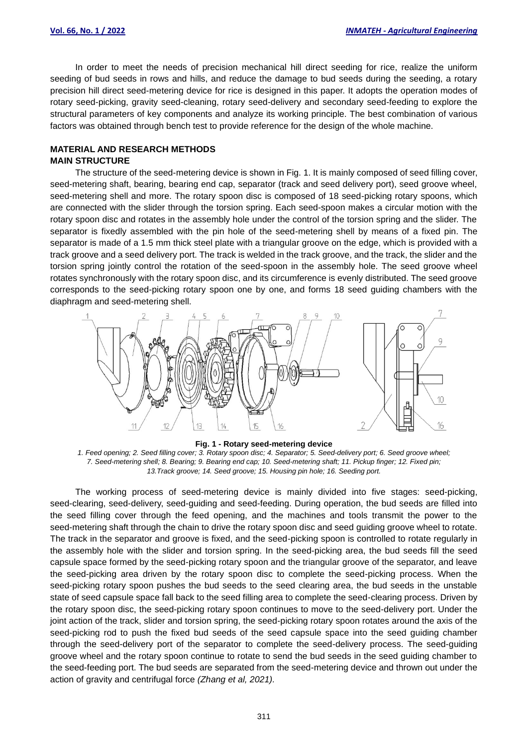In order to meet the needs of precision mechanical hill direct seeding for rice, realize the uniform seeding of bud seeds in rows and hills, and reduce the damage to bud seeds during the seeding, a rotary precision hill direct seed-metering device for rice is designed in this paper. It adopts the operation modes of rotary seed-picking, gravity seed-cleaning, rotary seed-delivery and secondary seed-feeding to explore the structural parameters of key components and analyze its working principle. The best combination of various factors was obtained through bench test to provide reference for the design of the whole machine.

## MATERIAL AND RESEARCH METHODS

### MAIN STRUCTURE

The structure of the seed-metering device is shown in Fig. 1. It is mainly composed of seed filling cover, seed-metering shaft, bearing, bearing end cap, separator (track and seed delivery port), seed groove wheel, seed-metering shell and more. The rotary spoon disc is composed of 18 seed-picking rotary spoons, which are connected with the slider through the torsion spring. Each seed-spoon makes a circular motion with the rotary spoon disc and rotates in the assembly hole under the control of the torsion spring and the slider. The separator is fixedly assembled with the pin hole of the seed-metering shell by means of a fixed pin. The separator is made of a 1.5 mm thick steel plate with a triangular groove on the edge, which is provided with a track groove and a seed delivery port. The track is welded in the track groove, and the track, the slider and the torsion spring jointly control the rotation of the seed-spoon in the assembly hole. The seed groove wheel rotates synchronously with the rotary spoon disc, and its circumference is evenly distributed. The seed groove corresponds to the seed-picking rotary spoon one by one, and forms 18 seed guiding chambers with the diaphragm and seed-metering shell.

**Fig. 1 - Rotary seed-metering device**

*1. Feed opening; 2. Seed filling cover; 3. Rotary spoon disc; 4. Separator; 5. Seed-delivery port; 6. Seed groove wheel; 7. Seed-metering shell; 8. Bearing; 9. Bearing end cap; 10. Seed-metering shaft; 11. Pickup finger; 12. Fixed pin; 13.Track groove; 14. Seed groove; 15. Housing pin hole; 16. Seeding port.*

The working process of seed-metering device is mainly divided into five stages: seed-picking, seed-clearing, seed-delivery, seed-guiding and seed-feeding. During operation, the bud seeds are filled into the seed filling cover through the feed opening, and the machines and tools transmit the power to the seed-metering shaft through the chain to drive the rotary spoon disc and seed guiding groove wheel to rotate. The track in the separator and groove is fixed, and the seed-picking spoon is controlled to rotate regularly in the assembly hole with the slider and torsion spring. In the seed-picking area, the bud seeds fill the seed capsule space formed by the seed-picking rotary spoon and the triangular groove of the separator, and leave the seed-picking area driven by the rotary spoon disc to complete the seed-picking process. When the seed-picking rotary spoon pushes the bud seeds to the seed clearing area, the bud seeds in the unstable state of seed capsule space fall back to the seed filling area to complete the seed-clearing process. Driven by the rotary spoon disc, the seed-picking rotary spoon continues to move to the seed-delivery port. Under the joint action of the track, slider and torsion spring, the seed-picking rotary spoon rotates around the axis of the seed-picking rod to push the fixed bud seeds of the seed capsule space into the seed guiding chamber through the seed-delivery port of the separator to complete the seed-delivery process. The seed-guiding groove wheel and the rotary spoon continue to rotate to send the bud seeds in the seed guiding chamber to the seed-feeding port. The bud seeds are separated from the seed-metering device and thrown out under the action of gravity and centrifugal force *(Zhang et al, 2021).*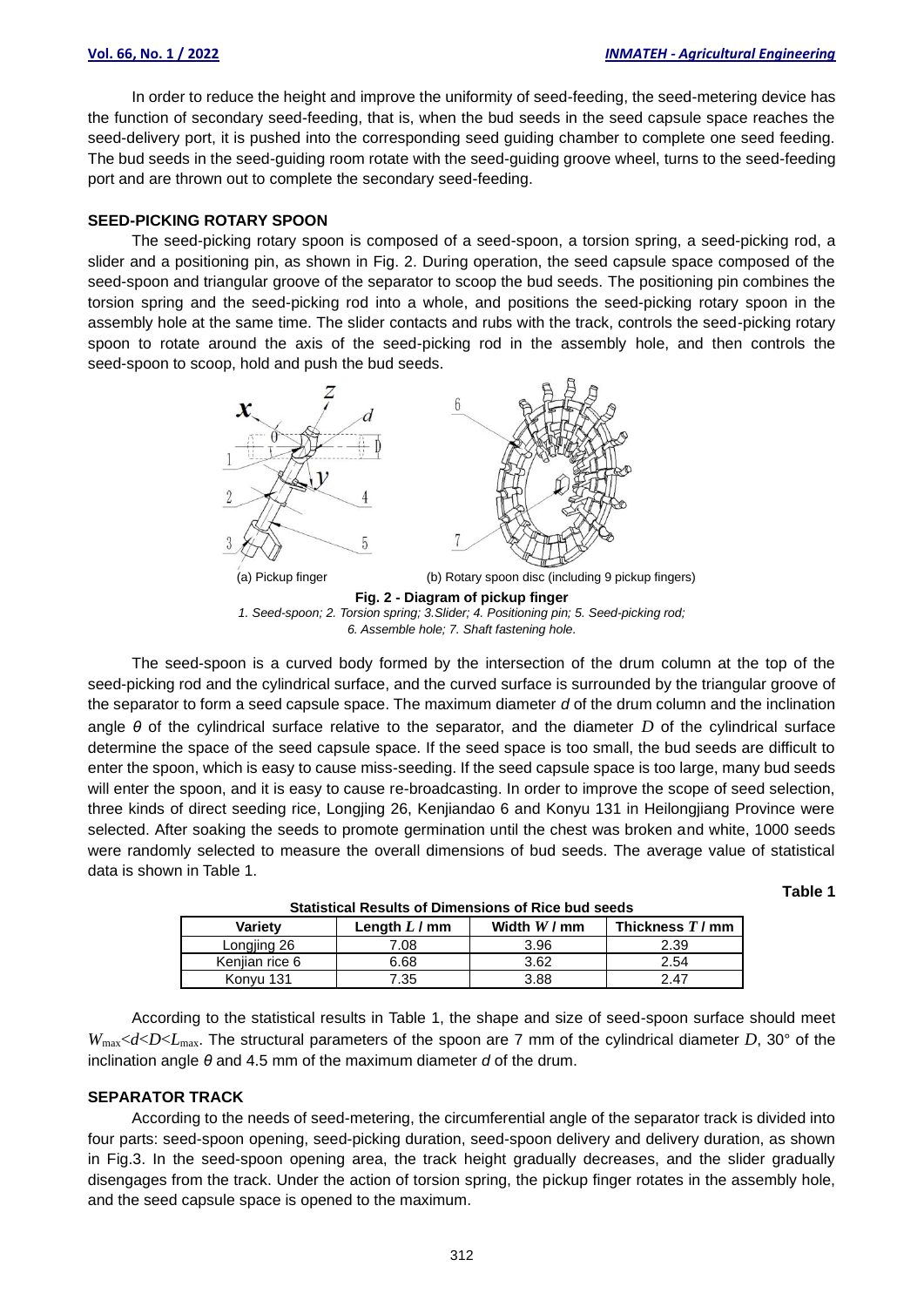In order to reduce the height and improve the uniformity of seed-feeding, the seed-metering device has the function of secondary seed-feeding, that is, when the bud seeds in the seed capsule space reaches the seed-delivery port, it is pushed into the corresponding seed guiding chamber to complete one seed feeding. The bud seeds in the seed-guiding room rotate with the seed-guiding groove wheel, turns to the seed-feeding port and are thrown out to complete the secondary seed-feeding.

### SEED-PICKING ROTARY SPOON

The seed-picking rotary spoon is composed of a seed-spoon, a torsion spring, a seed-picking rod, a slider and a positioning pin, as shown in Fig. 2. During operation, the seed capsule space composed of the seed-spoon and triangular groove of the separator to scoop the bud seeds. The positioning pin combines the torsion spring and the seed-picking rod into a whole, and positions the seed-picking rotary spoon in the assembly hole at the same time. The slider contacts and rubs with the track, controls the seed-picking rotary spoon to rotate around the axis of the seed-picking rod in the assembly hole, and then controls the seed-spoon to scoop, hold and push the bud seeds.

(a) Pickup finger (b) Rotary spoon disc (including 9 pickup fingers)

**Fig. 2 - Diagram of pickup finger**

*1. Seed-spoon; 2. Torsion spring; 3.Slider; 4. Positioning pin; 5. Seed-picking rod; 6. Assemble hole; 7. Shaft fastening hole.*

The seed-spoon is a curved body formed by the intersection of the drum column at the top of the seed-picking rod and the cylindrical surface, and the curved surface is surrounded by the triangular groove of the separator to form a seed capsule space. The maximum diameter *d* of the drum column and the inclination angle $\theta$ of the cylindrical surface relative to the separator, and the diameter $D$ of the cylindrical surface determine the space of the seed capsule space. If the seed space is too small, the bud seeds are difficult to enter the spoon, which is easy to cause miss-seeding. If the seed capsule space is too large, many bud seeds will enter the spoon, and it is easy to cause re-broadcasting. In order to improve the scope of seed selection, three kinds of direct seeding rice, Longjing 26, Kenjiandao 6 and Konyu 131 in Heilongjiang Province were selected. After soaking the seeds to promote germination until the chest was broken and white, 1000 seeds were randomly selected to measure the overall dimensions of bud seeds. The average value of statistical data is shown in Table 1.

**Table 1**

**Statistical Results of Dimensions of Rice bud seeds**

| Variety | Length $L$ / mm | Width $W$ / mm | Thickness $T$ / mm |
|---|---|---|---|
| Longjing 26 | 7.08 | 3.96 | 2.39 |
| Kenjian rice 6 | 6.68 | 3.62 | 2.54 |
| Konyu 131 | 7.35 | 3.88 | 2.47 |

According to the statistical results in Table 1, the shape and size of seed-spoon surface should meet $W_{max}<d<D<L_{max}$. The structural parameters of the spoon are 7 mm of the cylindrical diameter $D$, 30° of the inclination angle $\theta$ and 4.5 mm of the maximum diameter *d* of the drum.

### SEPARATOR TRACK

According to the needs of seed-metering, the circumferential angle of the separator track is divided into four parts: seed-spoon opening, seed-picking duration, seed-spoon delivery and delivery duration, as shown in Fig.3. In the seed-spoon opening area, the track height gradually decreases, and the slider gradually disengages from the track. Under the action of torsion spring, the pickup finger rotates in the assembly hole, and the seed capsule space is opened to the maximum.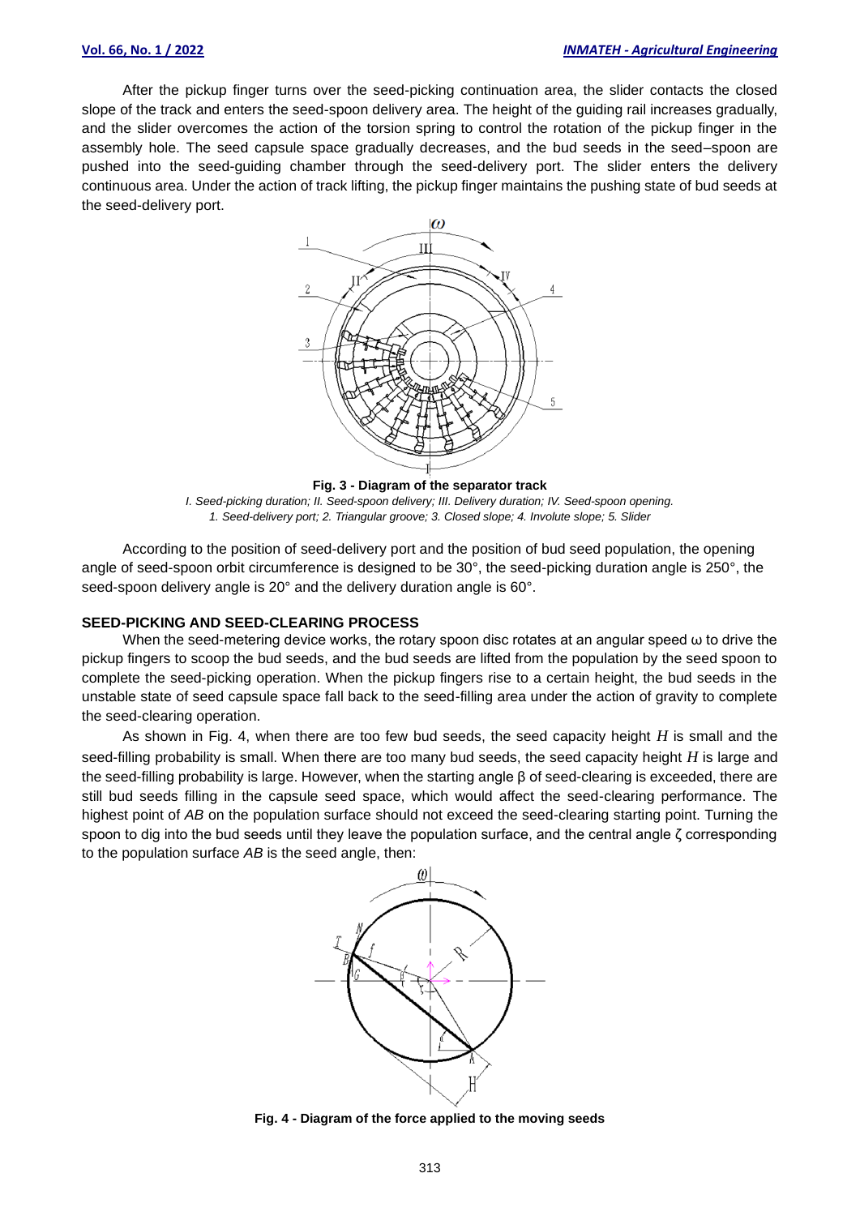After the pickup finger turns over the seed-picking continuation area, the slider contacts the closed slope of the track and enters the seed-spoon delivery area. The height of the guiding rail increases gradually, and the slider overcomes the action of the torsion spring to control the rotation of the pickup finger in the assembly hole. The seed capsule space gradually decreases, and the bud seeds in the seed–spoon are pushed into the seed-guiding chamber through the seed-delivery port. The slider enters the delivery continuous area. Under the action of track lifting, the pickup finger maintains the pushing state of bud seeds at the seed-delivery port.

**Fig. 3 - Diagram of the separator track**

*I. Seed-picking duration; II. Seed-spoon delivery; III. Delivery duration; IV. Seed-spoon opening.*
*1. Seed-delivery port; 2. Triangular groove; 3. Closed slope; 4. Involute slope; 5. Slider*

According to the position of seed-delivery port and the position of bud seed population, the opening angle of seed-spoon orbit circumference is designed to be 30°, the seed-picking duration angle is 250°, the seed-spoon delivery angle is 20° and the delivery duration angle is 60°.

### SEED-PICKING AND SEED-CLEARING PROCESS

When the seed-metering device works, the rotary spoon disc rotates at an angular speed $\omega$ to drive the pickup fingers to scoop the bud seeds, and the bud seeds are lifted from the population by the seed spoon to complete the seed-picking operation. When the pickup fingers rise to a certain height, the bud seeds in the unstable state of seed capsule space fall back to the seed-filling area under the action of gravity to complete the seed-clearing operation.

As shown in Fig. 4, when there are too few bud seeds, the seed capacity height $H$ is small and the seed-filling probability is small. When there are too many bud seeds, the seed capacity height $H$ is large and the seed-filling probability is large. However, when the starting angle $\beta$ of seed-clearing is exceeded, there are still bud seeds filling in the capsule seed space, which would affect the seed-clearing performance. The highest point of *AB* on the population surface should not exceed the seed-clearing starting point. Turning the spoon to dig into the bud seeds until they leave the population surface, and the central angle $\zeta$ corresponding to the population surface *AB* is the seed angle, then:

**Fig. 4 - Diagram of the force applied to the moving seeds**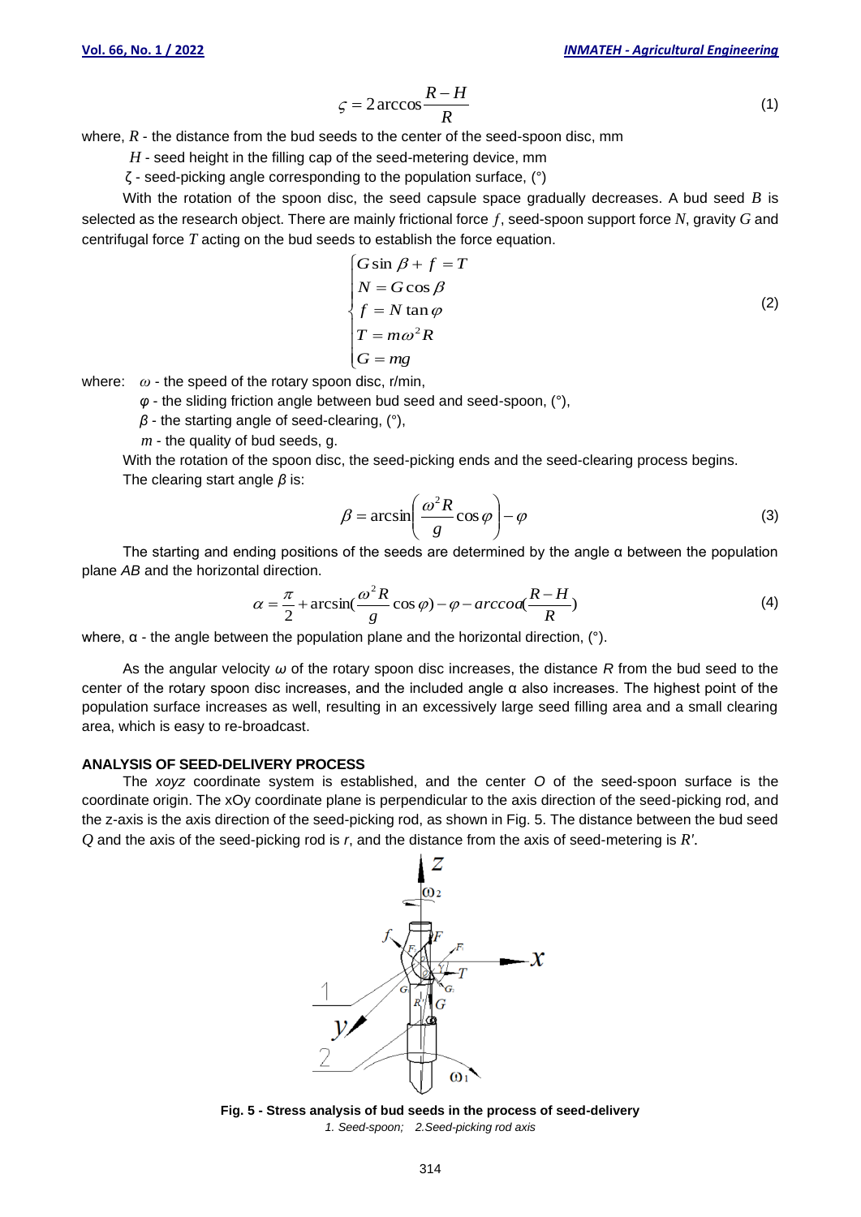$$\varsigma = 2\arccos\frac{R-H}{R} \tag{1}$$

where, $R$ - the distance from the bud seeds to the center of the seed-spoon disc, mm

$H$ - seed height in the filling cap of the seed-metering device, mm

$\zeta$ - seed-picking angle corresponding to the population surface, (°)

With the rotation of the spoon disc, the seed capsule space gradually decreases. A bud seed $B$ is selected as the research object. There are mainly frictional force $f$, seed-spoon support force $N$, gravity $G$ and centrifugal force $T$ acting on the bud seeds to establish the force equation.

$$\begin{cases} G\sin\beta + f = T \\ N = G\cos\beta \\ f = N\tan\varphi \\ T = m\omega^2 R \\ G = mg \end{cases} \tag{2}$$

where: $\omega$ - the speed of the rotary spoon disc, r/min,

$\varphi$ - the sliding friction angle between bud seed and seed-spoon, (°),

$\beta$ - the starting angle of seed-clearing, (°),

$m$ - the quality of bud seeds, g.

With the rotation of the spoon disc, the seed-picking ends and the seed-clearing process begins.

The clearing start angle $\beta$ is:

$$\beta = \arcsin\left(\frac{\omega^2 R}{g}\cos\varphi\right) - \varphi \tag{3}$$

The starting and ending positions of the seeds are determined by the angle α between the population plane $AB$ and the horizontal direction.

$$\alpha = \frac{\pi}{2} + \arcsin\left(\frac{\omega^2 R}{g}\cos\varphi\right) - \varphi - arccoa\left(\frac{R-H}{R}\right) \tag{4}$$

where, α - the angle between the population plane and the horizontal direction, (°).

As the angular velocity $\omega$ of the rotary spoon disc increases, the distance $R$ from the bud seed to the center of the rotary spoon disc increases, and the included angle α also increases. The highest point of the population surface increases as well, resulting in an excessively large seed filling area and a small clearing area, which is easy to re-broadcast.

## ANALYSIS OF SEED-DELIVERY PROCESS

The *xoyz* coordinate system is established, and the center $O$ of the seed-spoon surface is the coordinate origin. The xOy coordinate plane is perpendicular to the axis direction of the seed-picking rod, and the z-axis is the axis direction of the seed-picking rod, as shown in Fig. 5. The distance between the bud seed $Q$ and the axis of the seed-picking rod is $r$, and the distance from the axis of seed-metering is $R'$.

**Fig. 5 - Stress analysis of bud seeds in the process of seed-delivery**

*1. Seed-spoon; 2.Seed-picking rod axis*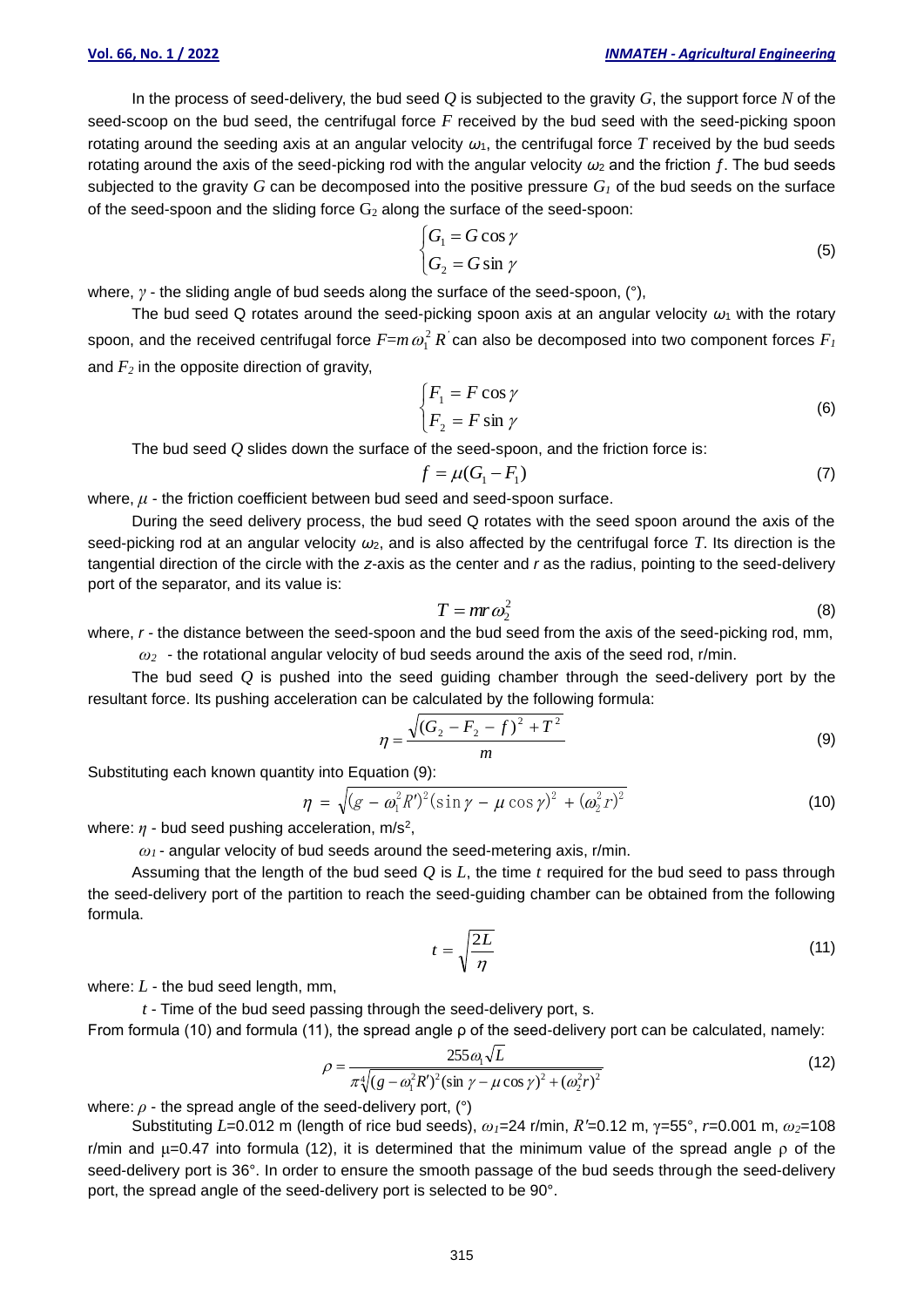In the process of seed-delivery, the bud seed $Q$ is subjected to the gravity $G$, the support force $N$ of the seed-scoop on the bud seed, the centrifugal force $F$ received by the bud seed with the seed-picking spoon rotating around the seeding axis at an angular velocity $\omega_1$, the centrifugal force $T$ received by the bud seeds rotating around the axis of the seed-picking rod with the angular velocity $\omega_2$ and the friction $f$. The bud seeds subjected to the gravity $G$ can be decomposed into the positive pressure $G_1$ of the bud seeds on the surface of the seed-spoon and the sliding force $G_2$ along the surface of the seed-spoon:

$$\begin{cases} G_1 = G\cos\gamma \\ G_2 = G\sin\gamma \end{cases} \tag{5}$$

where, $\gamma$ - the sliding angle of bud seeds along the surface of the seed-spoon, (°),

The bud seed Q rotates around the seed-picking spoon axis at an angular velocity $\omega_1$ with the rotary spoon, and the received centrifugal force $F = m\omega_1^2 R'$ can also be decomposed into two component forces $F_1$ and $F_2$ in the opposite direction of gravity,

$$\begin{cases} F_1 = F\cos\gamma \\ F_2 = F\sin\gamma \end{cases} \tag{6}$$

The bud seed $Q$ slides down the surface of the seed-spoon, and the friction force is:

$$f = \mu(G_1 - F_1) \tag{7}$$

where, $\mu$ - the friction coefficient between bud seed and seed-spoon surface.

During the seed delivery process, the bud seed Q rotates with the seed spoon around the axis of the seed-picking rod at an angular velocity $\omega_2$, and is also affected by the centrifugal force $T$. Its direction is the tangential direction of the circle with the $z$-axis as the center and $r$ as the radius, pointing to the seed-delivery port of the separator, and its value is:

$$T = mr\omega_2^2 \tag{8}$$

where, $r$ - the distance between the seed-spoon and the bud seed from the axis of the seed-picking rod, mm,

$\omega_2$ - the rotational angular velocity of bud seeds around the axis of the seed rod, r/min.

The bud seed $Q$ is pushed into the seed guiding chamber through the seed-delivery port by the resultant force. Its pushing acceleration can be calculated by the following formula:

$$\eta = \frac{\sqrt{(G_2 - F_2 - f)^2 + T^2}}{m} \tag{9}$$

Substituting each known quantity into Equation (9):

$$\eta = \sqrt{(g - \omega_1^2 R')^2 (\sin\gamma - \mu\cos\gamma)^2 + (\omega_2^2 r)^2} \tag{10}$$

where: $\eta$ - bud seed pushing acceleration, m/s$^2$,

$\omega_1$ - angular velocity of bud seeds around the seed-metering axis, r/min.

Assuming that the length of the bud seed $Q$ is $L$, the time $t$ required for the bud seed to pass through the seed-delivery port of the partition to reach the seed-guiding chamber can be obtained from the following formula.

$$t = \sqrt{\frac{2L}{\eta}} \tag{11}$$

where: $L$ - the bud seed length, mm,

$t$ - Time of the bud seed passing through the seed-delivery port, s.

From formula (10) and formula (11), the spread angle ρ of the seed-delivery port can be calculated, namely:

$$\rho = \frac{255\omega_1\sqrt{L}}{\pi\sqrt[4]{(g - \omega_1^2 R')^2 (\sin\gamma - \mu\cos\gamma)^2 + (\omega_2^2 r)^2}} \tag{12}$$

where: $\rho$ - the spread angle of the seed-delivery port, (°)

Substituting $L$=0.012 m (length of rice bud seeds), $\omega_1$=24 r/min, $R'$=0.12 m, $\gamma$=55°, $r$=0.001 m, $\omega_2$=108 r/min and $\mu$=0.47 into formula (12), it is determined that the minimum value of the spread angle $\rho$ of the seed-delivery port is 36°. In order to ensure the smooth passage of the bud seeds through the seed-delivery port, the spread angle of the seed-delivery port is selected to be 90°.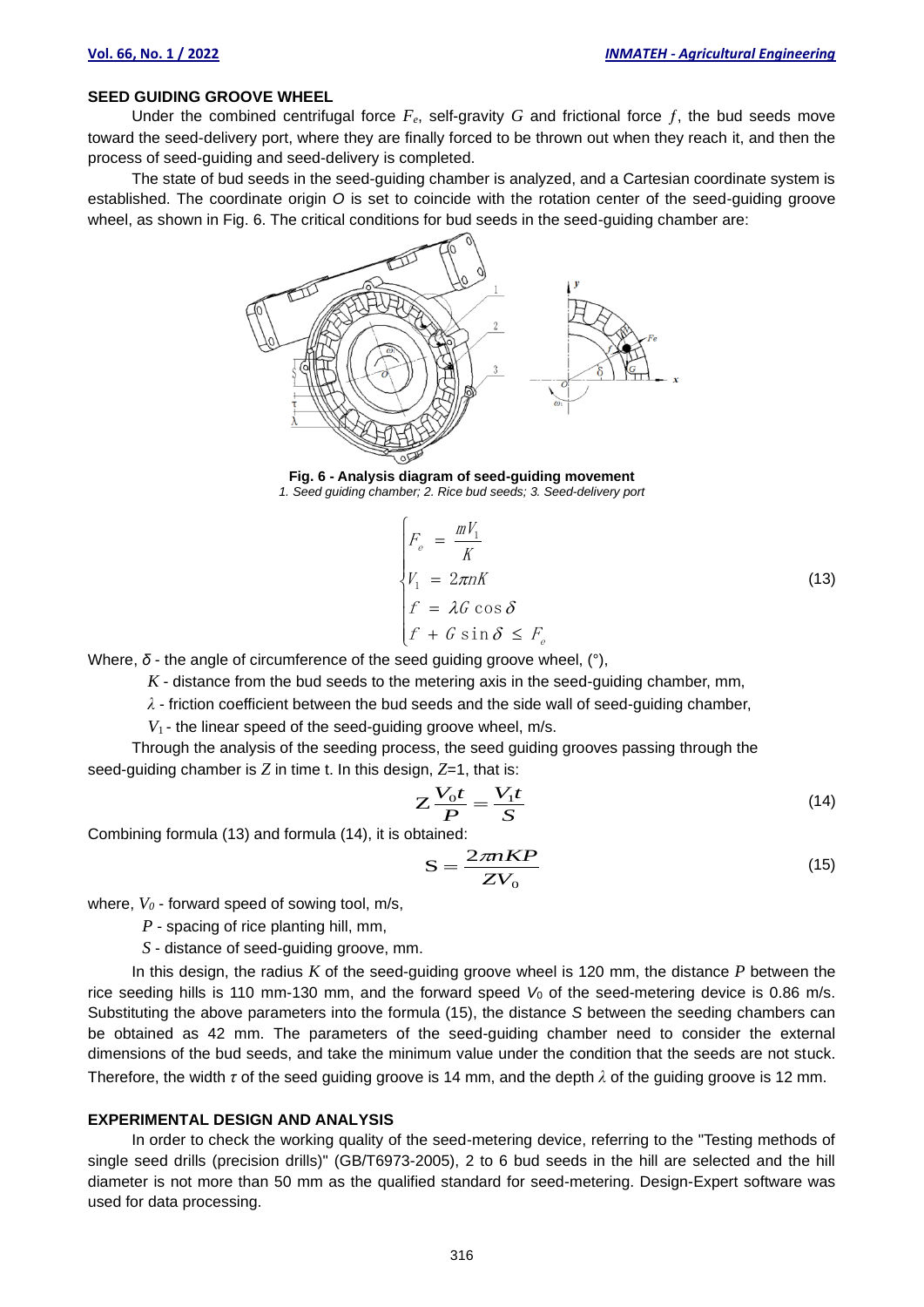### SEED GUIDING GROOVE WHEEL

Under the combined centrifugal force $F_e$, self-gravity $G$ and frictional force $f$, the bud seeds move toward the seed-delivery port, where they are finally forced to be thrown out when they reach it, and then the process of seed-guiding and seed-delivery is completed.

The state of bud seeds in the seed-guiding chamber is analyzed, and a Cartesian coordinate system is established. The coordinate origin $O$ is set to coincide with the rotation center of the seed-guiding groove wheel, as shown in Fig. 6. The critical conditions for bud seeds in the seed-guiding chamber are:

**Fig. 6 - Analysis diagram of seed-guiding movement**
*1. Seed guiding chamber; 2. Rice bud seeds; 3. Seed-delivery port*

$$\begin{cases} F_e = \dfrac{mV_1}{K} \\ V_1 = 2\pi nK \\ f = \lambda G\cos\delta \\ f + G\sin\delta \le F_e \end{cases} \tag{13}$$

Where, $\delta$ - the angle of circumference of the seed guiding groove wheel, (°),

$K$ - distance from the bud seeds to the metering axis in the seed-guiding chamber, mm,

$\lambda$ - friction coefficient between the bud seeds and the side wall of seed-guiding chamber,

$V_1$ - the linear speed of the seed-guiding groove wheel, m/s.

Through the analysis of the seeding process, the seed guiding grooves passing through the seed-guiding chamber is $Z$ in time t. In this design, $Z$=1, that is:

$$Z\frac{V_0 t}{P} = \frac{V_1 t}{S} \tag{14}$$

Combining formula (13) and formula (14), it is obtained:

$$S = \frac{2\pi nKP}{ZV_0} \tag{15}$$

where, $V_0$ - forward speed of sowing tool, m/s,

$P$ - spacing of rice planting hill, mm,

$S$ - distance of seed-guiding groove, mm.

In this design, the radius $K$ of the seed-guiding groove wheel is 120 mm, the distance $P$ between the rice seeding hills is 110 mm-130 mm, and the forward speed $V_0$ of the seed-metering device is 0.86 m/s. Substituting the above parameters into the formula (15), the distance $S$ between the seeding chambers can be obtained as 42 mm. The parameters of the seed-guiding chamber need to consider the external dimensions of the bud seeds, and take the minimum value under the condition that the seeds are not stuck. Therefore, the width $\tau$ of the seed guiding groove is 14 mm, and the depth $\lambda$ of the guiding groove is 12 mm.

### EXPERIMENTAL DESIGN AND ANALYSIS

In order to check the working quality of the seed-metering device, referring to the "Testing methods of single seed drills (precision drills)" (GB/T6973-2005), 2 to 6 bud seeds in the hill are selected and the hill diameter is not more than 50 mm as the qualified standard for seed-metering. Design-Expert software was used for data processing.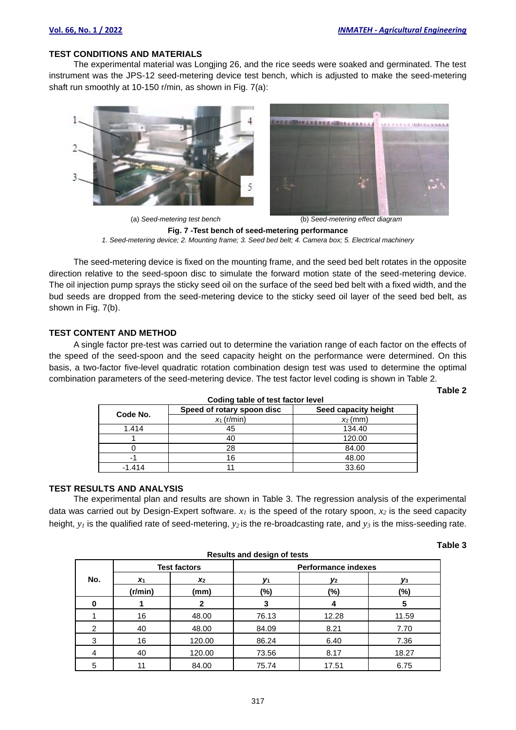## TEST CONDITIONS AND MATERIALS

The experimental material was Longjing 26, and the rice seeds were soaked and germinated. The test instrument was the JPS-12 seed-metering device test bench, which is adjusted to make the seed-metering shaft run smoothly at 10-150 r/min, as shown in Fig. 7(a):

(a) *Seed-metering test bench* (b) *Seed-metering effect diagram*

**Fig. 7 -Test bench of seed-metering performance**

*1. Seed-metering device; 2. Mounting frame; 3. Seed bed belt; 4. Camera box; 5. Electrical machinery*

The seed-metering device is fixed on the mounting frame, and the seed bed belt rotates in the opposite direction relative to the seed-spoon disc to simulate the forward motion state of the seed-metering device. The oil injection pump sprays the sticky seed oil on the surface of the seed bed belt with a fixed width, and the bud seeds are dropped from the seed-metering device to the sticky seed oil layer of the seed bed belt, as shown in Fig. 7(b).

## TEST CONTENT AND METHOD

A single factor pre-test was carried out to determine the variation range of each factor on the effects of the speed of the seed-spoon and the seed capacity height on the performance were determined. On this basis, a two-factor five-level quadratic rotation combination design test was used to determine the optimal combination parameters of the seed-metering device. The test factor level coding is shown in Table 2.

**Table 2**

**Coding table of test factor level**

| Code No. | Speed of rotary spoon disc | Seed capacity height |
|---|---|---|
| | $x_1$ (r/min) | $x_2$ (mm) |
| 1.414 | 45 | 134.40 |
| 1 | 40 | 120.00 |
| 0 | 28 | 84.00 |
| -1 | 16 | 48.00 |
| -1.414 | 11 | 33.60 |

## TEST RESULTS AND ANALYSIS

The experimental plan and results are shown in Table 3. The regression analysis of the experimental data was carried out by Design-Expert software. $x_1$ is the speed of the rotary spoon, $x_2$ is the seed capacity height, $y_1$ is the qualified rate of seed-metering, $y_2$ is the re-broadcasting rate, and $y_3$ is the miss-seeding rate.

**Table 3**

**Results and design of tests**

| No. | Test factors | | Performance indexes | | |
|---|---|---|---|---|---|
| | $x_1$ | $x_2$ | $y_1$ | $y_2$ | $y_3$ |
| | (r/min) | (mm) | (%) | (%) | (%) |
| **0** | **1** | **2** | **3** | **4** | **5** |
| 1 | 16 | 48.00 | 76.13 | 12.28 | 11.59 |
| 2 | 40 | 48.00 | 84.09 | 8.21 | 7.70 |
| 3 | 16 | 120.00 | 86.24 | 6.40 | 7.36 |
| 4 | 40 | 120.00 | 73.56 | 8.17 | 18.27 |
| 5 | 11 | 84.00 | 75.74 | 17.51 | 6.75 |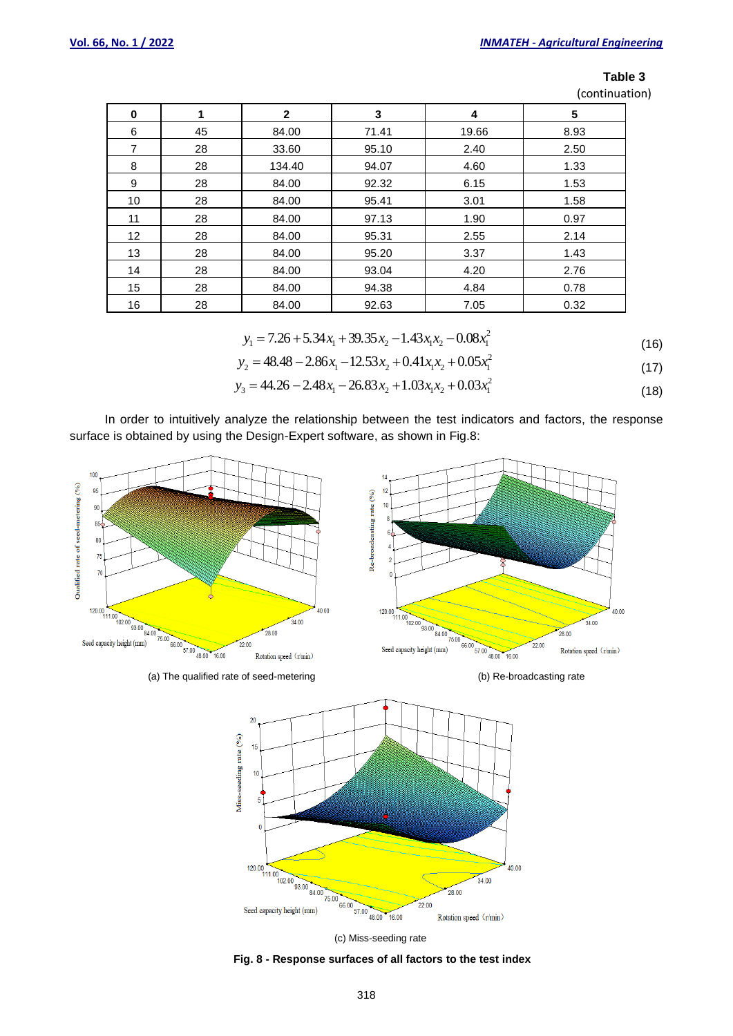**Table 3**

(continuation)

| 0 | 1 | 2 | 3 | 4 | 5 |
|---|---|---|---|---|---|
| 6 | 45 | 84.00 | 71.41 | 19.66 | 8.93 |
| 7 | 28 | 33.60 | 95.10 | 2.40 | 2.50 |
| 8 | 28 | 134.40 | 94.07 | 4.60 | 1.33 |
| 9 | 28 | 84.00 | 92.32 | 6.15 | 1.53 |
| 10 | 28 | 84.00 | 95.41 | 3.01 | 1.58 |
| 11 | 28 | 84.00 | 97.13 | 1.90 | 0.97 |
| 12 | 28 | 84.00 | 95.31 | 2.55 | 2.14 |
| 13 | 28 | 84.00 | 95.20 | 3.37 | 1.43 |
| 14 | 28 | 84.00 | 93.04 | 4.20 | 2.76 |
| 15 | 28 | 84.00 | 94.38 | 4.84 | 0.78 |
| 16 | 28 | 84.00 | 92.63 | 7.05 | 0.32 |

$$y_1 = 7.26 + 5.34x_1 + 39.35x_2 - 1.43x_1x_2 - 0.08x_1^2 \tag{16}$$

$$y_2 = 48.48 - 2.86x_1 - 12.53x_2 + 0.41x_1x_2 + 0.05x_1^2 \tag{17}$$

$$y_3 = 44.26 - 2.48x_1 - 26.83x_2 + 1.03x_1x_2 + 0.03x_1^2 \tag{18}$$

In order to intuitively analyze the relationship between the test indicators and factors, the response surface is obtained by using the Design-Expert software, as shown in Fig.8:

(a) The qualified rate of seed-metering

(b) Re-broadcasting rate

(c) Miss-seeding rate

**Fig. 8 - Response surfaces of all factors to the test index**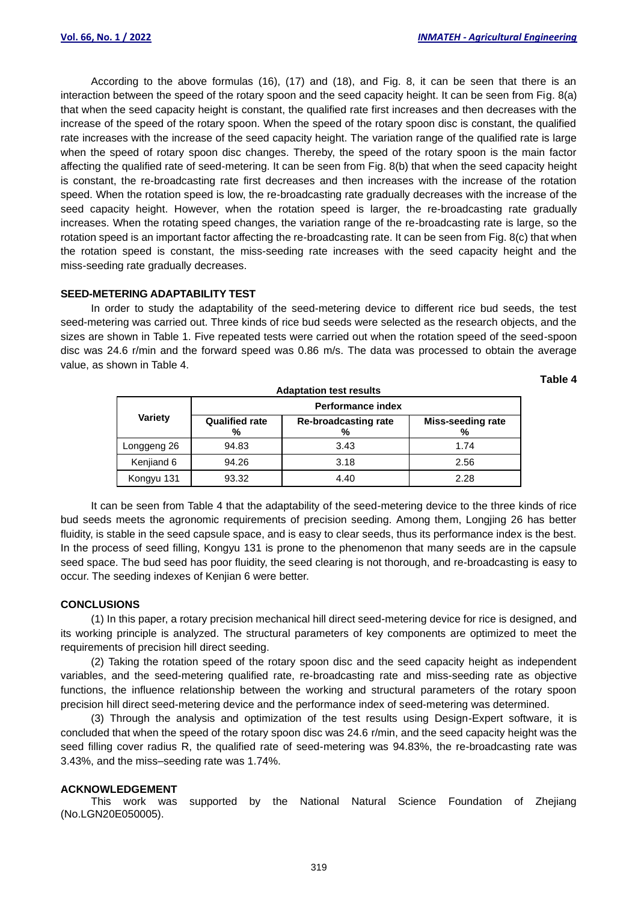According to the above formulas (16), (17) and (18), and Fig. 8, it can be seen that there is an interaction between the speed of the rotary spoon and the seed capacity height. It can be seen from Fig. 8(a) that when the seed capacity height is constant, the qualified rate first increases and then decreases with the increase of the speed of the rotary spoon. When the speed of the rotary spoon disc is constant, the qualified rate increases with the increase of the seed capacity height. The variation range of the qualified rate is large when the speed of rotary spoon disc changes. Thereby, the speed of the rotary spoon is the main factor affecting the qualified rate of seed-metering. It can be seen from Fig. 8(b) that when the seed capacity height is constant, the re-broadcasting rate first decreases and then increases with the increase of the rotation speed. When the rotation speed is low, the re-broadcasting rate gradually decreases with the increase of the seed capacity height. However, when the rotation speed is larger, the re-broadcasting rate gradually increases. When the rotating speed changes, the variation range of the re-broadcasting rate is large, so the rotation speed is an important factor affecting the re-broadcasting rate. It can be seen from Fig. 8(c) that when the rotation speed is constant, the miss-seeding rate increases with the seed capacity height and the miss-seeding rate gradually decreases.

## SEED-METERING ADAPTABILITY TEST

In order to study the adaptability of the seed-metering device to different rice bud seeds, the test seed-metering was carried out. Three kinds of rice bud seeds were selected as the research objects, and the sizes are shown in Table 1. Five repeated tests were carried out when the rotation speed of the seed-spoon disc was 24.6 r/min and the forward speed was 0.86 m/s. The data was processed to obtain the average value, as shown in Table 4.

**Table 4**

**Adaptation test results**

| Variety | Performance index | | |
|---|---|---|---|
| | Qualified rate % | Re-broadcasting rate % | Miss-seeding rate % |
| Longgeng 26 | 94.83 | 3.43 | 1.74 |
| Kenjiand 6 | 94.26 | 3.18 | 2.56 |
| Kongyu 131 | 93.32 | 4.40 | 2.28 |

It can be seen from Table 4 that the adaptability of the seed-metering device to the three kinds of rice bud seeds meets the agronomic requirements of precision seeding. Among them, Longjing 26 has better fluidity, is stable in the seed capsule space, and is easy to clear seeds, thus its performance index is the best. In the process of seed filling, Kongyu 131 is prone to the phenomenon that many seeds are in the capsule seed space. The bud seed has poor fluidity, the seed clearing is not thorough, and re-broadcasting is easy to occur. The seeding indexes of Kenjian 6 were better.

## CONCLUSIONS

(1) In this paper, a rotary precision mechanical hill direct seed-metering device for rice is designed, and its working principle is analyzed. The structural parameters of key components are optimized to meet the requirements of precision hill direct seeding.

(2) Taking the rotation speed of the rotary spoon disc and the seed capacity height as independent variables, and the seed-metering qualified rate, re-broadcasting rate and miss-seeding rate as objective functions, the influence relationship between the working and structural parameters of the rotary spoon precision hill direct seed-metering device and the performance index of seed-metering was determined.

(3) Through the analysis and optimization of the test results using Design-Expert software, it is concluded that when the speed of the rotary spoon disc was 24.6 r/min, and the seed capacity height was the seed filling cover radius R, the qualified rate of seed-metering was 94.83%, the re-broadcasting rate was 3.43%, and the miss–seeding rate was 1.74%.

## ACKNOWLEDGEMENT

This work was supported by the National Natural Science Foundation of Zhejiang (No.LGN20E050005).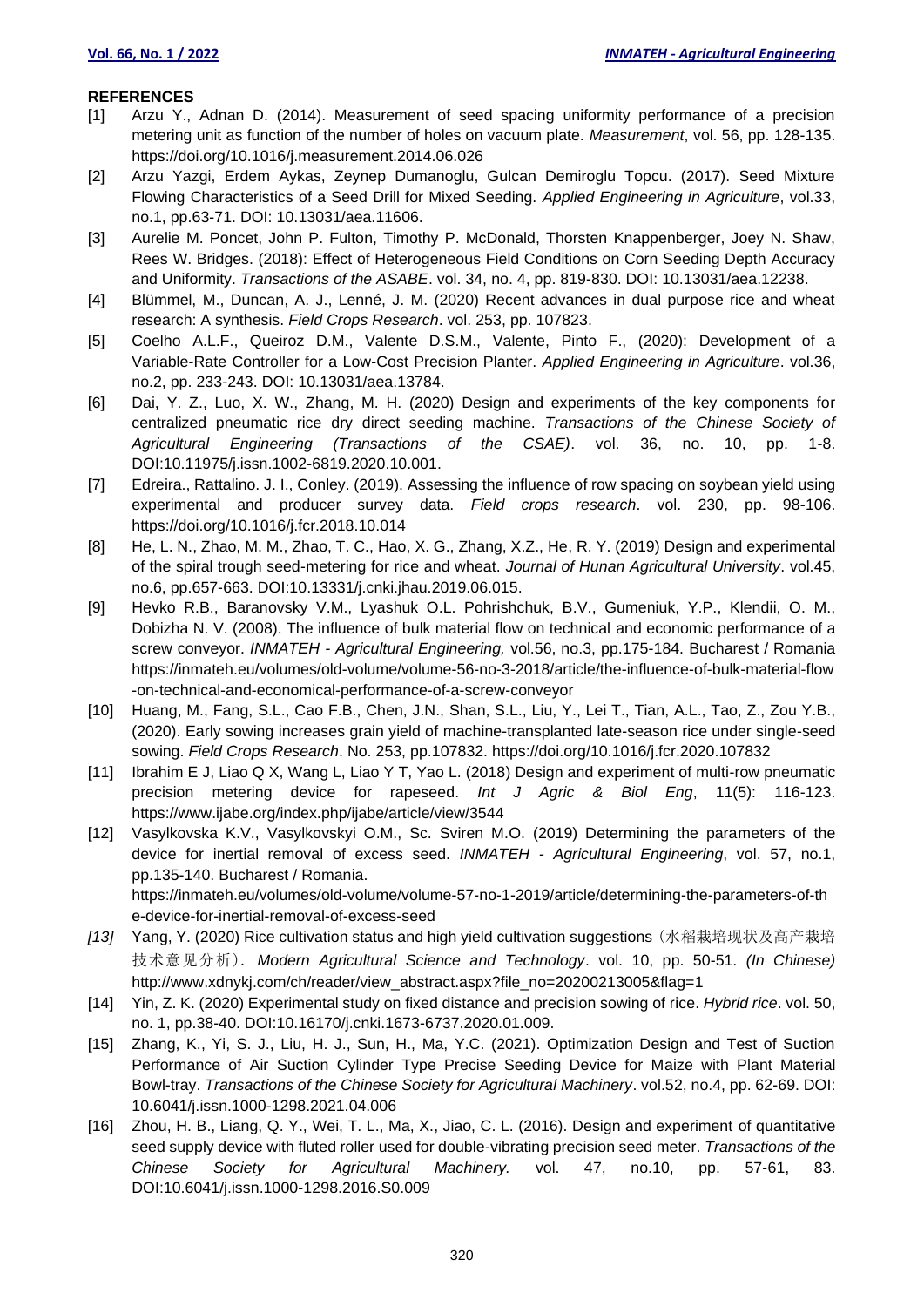**REFERENCES**

[1] Arzu Y., Adnan D. (2014). Measurement of seed spacing uniformity performance of a precision metering unit as function of the number of holes on vacuum plate. *Measurement*, vol. 56, pp. 128-135. https://doi.org/10.1016/j.measurement.2014.06.026

[2] Arzu Yazgi, Erdem Aykas, Zeynep Dumanoglu, Gulcan Demiroglu Topcu. (2017). Seed Mixture Flowing Characteristics of a Seed Drill for Mixed Seeding. *Applied Engineering in Agriculture*, vol.33, no.1, pp.63-71. DOI: 10.13031/aea.11606.

[3] Aurelie M. Poncet, John P. Fulton, Timothy P. McDonald, Thorsten Knappenberger, Joey N. Shaw, Rees W. Bridges. (2018): Effect of Heterogeneous Field Conditions on Corn Seeding Depth Accuracy and Uniformity. *Transactions of the ASABE*. vol. 34, no. 4, pp. 819-830. DOI: 10.13031/aea.12238.

[4] Blümmel, M., Duncan, A. J., Lenné, J. M. (2020) Recent advances in dual purpose rice and wheat research: A synthesis. *Field Crops Research*. vol. 253, pp. 107823.

[5] Coelho A.L.F., Queiroz D.M., Valente D.S.M., Valente, Pinto F., (2020): Development of a Variable-Rate Controller for a Low-Cost Precision Planter. *Applied Engineering in Agriculture*. vol.36, no.2, pp. 233-243. DOI: 10.13031/aea.13784.

[6] Dai, Y. Z., Luo, X. W., Zhang, M. H. (2020) Design and experiments of the key components for centralized pneumatic rice dry direct seeding machine. *Transactions of the Chinese Society of Agricultural Engineering (Transactions of the CSAE)*. vol. 36, no. 10, pp. 1-8. DOI:10.11975/j.issn.1002-6819.2020.10.001.

[7] Edreira., Rattalino. J. I., Conley. (2019). Assessing the influence of row spacing on soybean yield using experimental and producer survey data. *Field crops research*. vol. 230, pp. 98-106. https://doi.org/10.1016/j.fcr.2018.10.014

[8] He, L. N., Zhao, M. M., Zhao, T. C., Hao, X. G., Zhang, X.Z., He, R. Y. (2019) Design and experimental of the spiral trough seed-metering for rice and wheat. *Journal of Hunan Agricultural University*. vol.45, no.6, pp.657-663. DOI:10.13331/j.cnki.jhau.2019.06.015.

[9] Hevko R.B., Baranovsky V.M., Lyashuk O.L. Pohrishchuk, B.V., Gumeniuk, Y.P., Klendii, O. M., Dobizha N. V. (2008). The influence of bulk material flow on technical and economic performance of a screw conveyor. *INMATEH - Agricultural Engineering,* vol.56, no.3, pp.175-184. Bucharest / Romania https://inmateh.eu/volumes/old-volume/volume-56-no-3-2018/article/the-influence-of-bulk-material-flow-on-technical-and-economical-performance-of-a-screw-conveyor

[10] Huang, M., Fang, S.L., Cao F.B., Chen, J.N., Shan, S.L., Liu, Y., Lei T., Tian, A.L., Tao, Z., Zou Y.B., (2020). Early sowing increases grain yield of machine-transplanted late-season rice under single-seed sowing. *Field Crops Research*. No. 253, pp.107832. https://doi.org/10.1016/j.fcr.2020.107832

[11] Ibrahim E J, Liao Q X, Wang L, Liao Y T, Yao L. (2018) Design and experiment of multi-row pneumatic precision metering device for rapeseed. *Int J Agric & Biol Eng*, 11(5): 116-123. https://www.ijabe.org/index.php/ijabe/article/view/3544

[12] Vasylkovska K.V., Vasylkovskyi O.M., Sc. Sviren M.O. (2019) Determining the parameters of the device for inertial removal of excess seed. *INMATEH - Agricultural Engineering*, vol. 57, no.1, pp.135-140. Bucharest / Romania. https://inmateh.eu/volumes/old-volume/volume-57-no-1-2019/article/determining-the-parameters-of-the-device-for-inertial-removal-of-excess-seed

*[13]* Yang, Y. (2020) Rice cultivation status and high yield cultivation suggestions（水稻栽培现状及高产栽培技术意见分析）. *Modern Agricultural Science and Technology*. vol. 10, pp. 50-51. *(In Chinese)* http://www.xdnykj.com/ch/reader/view_abstract.aspx?file_no=20200213005&flag=1

[14] Yin, Z. K. (2020) Experimental study on fixed distance and precision sowing of rice. *Hybrid rice*. vol. 50, no. 1, pp.38-40. DOI:10.16170/j.cnki.1673-6737.2020.01.009.

[15] Zhang, K., Yi, S. J., Liu, H. J., Sun, H., Ma, Y.C. (2021). Optimization Design and Test of Suction Performance of Air Suction Cylinder Type Precise Seeding Device for Maize with Plant Material Bowl-tray. *Transactions of the Chinese Society for Agricultural Machinery*. vol.52, no.4, pp. 62-69. DOI: 10.6041/j.issn.1000-1298.2021.04.006

[16] Zhou, H. B., Liang, Q. Y., Wei, T. L., Ma, X., Jiao, C. L. (2016). Design and experiment of quantitative seed supply device with fluted roller used for double-vibrating precision seed meter. *Transactions of the Chinese Society for Agricultural Machinery.* vol. 47, no.10, pp. 57-61, 83. DOI:10.6041/j.issn.1000-1298.2016.S0.009